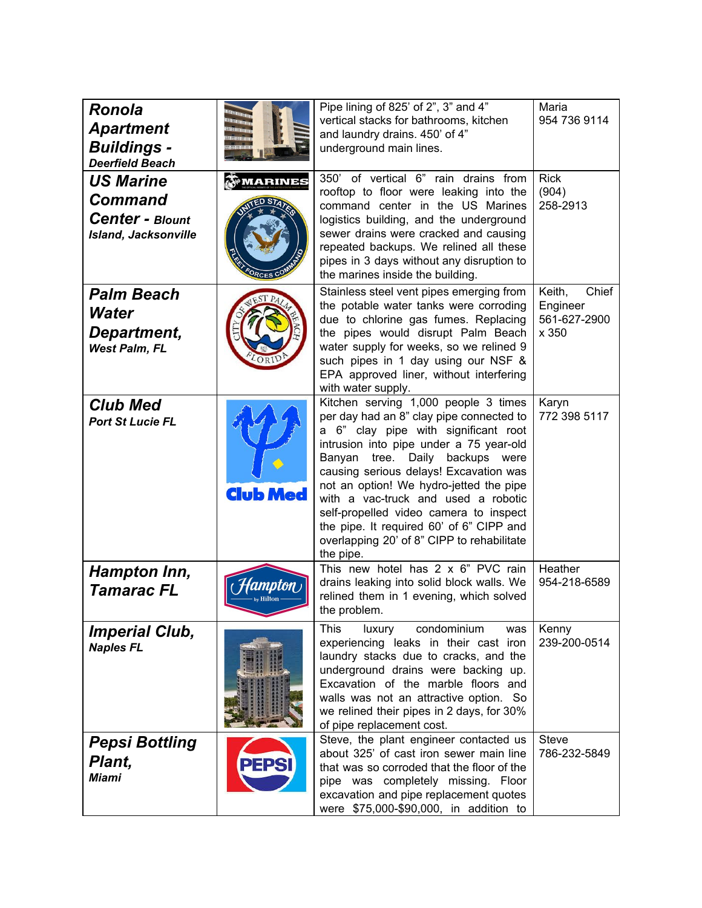| | | | |
|---|---|---|---|
| ***Ronola Apartment Buildings -*** ***Deerfield Beach*** | | Pipe lining of 825' of 2", 3" and 4" vertical stacks for bathrooms, kitchen and laundry drains. 450' of 4" underground main lines. | Maria 954 736 9114 |
| ***US Marine Command Center - Blount Island, Jacksonville*** | | 350' of vertical 6" rain drains from rooftop to floor were leaking into the command center in the US Marines logistics building, and the underground sewer drains were cracked and causing repeated backups. We relined all these pipes in 3 days without any disruption to the marines inside the building. | Rick (904) 258-2913 |
| ***Palm Beach Water Department,*** ***West Palm, FL*** | | Stainless steel vent pipes emerging from the potable water tanks were corroding due to chlorine gas fumes. Replacing the pipes would disrupt Palm Beach water supply for weeks, so we relined 9 such pipes in 1 day using our NSF & EPA approved liner, without interfering with water supply. | Keith, Chief Engineer 561-627-2900 x 350 |
| ***Club Med*** ***Port St Lucie FL*** | | Kitchen serving 1,000 people 3 times per day had an 8" clay pipe connected to a 6" clay pipe with significant root intrusion into pipe under a 75 year-old Banyan tree. Daily backups were causing serious delays! Excavation was not an option! We hydro-jetted the pipe with a vac-truck and used a robotic self-propelled video camera to inspect the pipe. It required 60' of 6" CIPP and overlapping 20' of 8" CIPP to rehabilitate the pipe. | Karyn 772 398 5117 |
| ***Hampton Inn, Tamarac FL*** | | This new hotel has 2 x 6" PVC rain drains leaking into solid block walls. We relined them in 1 evening, which solved the problem. | Heather 954-218-6589 |
| ***Imperial Club,*** ***Naples FL*** | | This luxury condominium was experiencing leaks in their cast iron laundry stacks due to cracks, and the underground drains were backing up. Excavation of the marble floors and walls was not an attractive option. So we relined their pipes in 2 days, for 30% of pipe replacement cost. | Kenny 239-200-0514 |
| ***Pepsi Bottling Plant,*** ***Miami*** | | Steve, the plant engineer contacted us about 325' of cast iron sewer main line that was so corroded that the floor of the pipe was completely missing. Floor excavation and pipe replacement quotes were $75,000-$90,000, in addition to | Steve 786-232-5849 |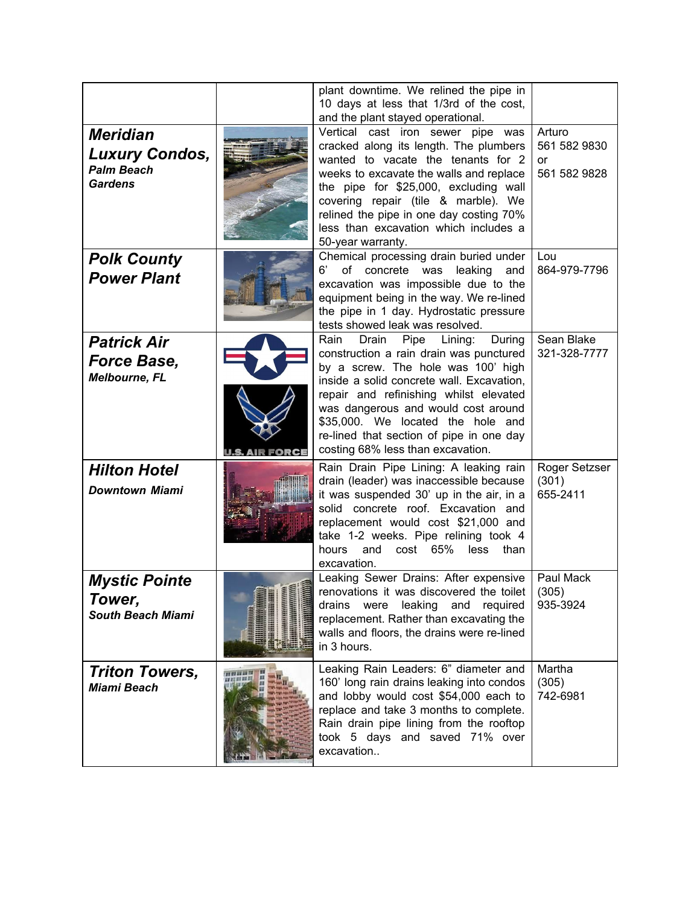| | | | |
|---|---|---|---|
| | | plant downtime. We relined the pipe in 10 days at less that 1/3rd of the cost, and the plant stayed operational. | |
| ***Meridian Luxury Condos,*** ***Palm Beach Gardens*** | | Vertical cast iron sewer pipe was cracked along its length. The plumbers wanted to vacate the tenants for 2 weeks to excavate the walls and replace the pipe for $25,000, excluding wall covering repair (tile & marble). We relined the pipe in one day costing 70% less than excavation which includes a 50-year warranty. | Arturo 561 582 9830 or 561 582 9828 |
| ***Polk County Power Plant*** | | Chemical processing drain buried under 6' of concrete was leaking and excavation was impossible due to the equipment being in the way. We re-lined the pipe in 1 day. Hydrostatic pressure tests showed leak was resolved. | Lou 864-979-7796 |
| ***Patrick Air Force Base,*** ***Melbourne, FL*** | | Rain Drain Pipe Lining: During construction a rain drain was punctured by a screw. The hole was 100' high inside a solid concrete wall. Excavation, repair and refinishing whilst elevated was dangerous and would cost around $35,000. We located the hole and re-lined that section of pipe in one day costing 68% less than excavation. | Sean Blake 321-328-7777 |
| ***Hilton Hotel*** ***Downtown Miami*** | | Rain Drain Pipe Lining: A leaking rain drain (leader) was inaccessible because it was suspended 30' up in the air, in a solid concrete roof. Excavation and replacement would cost $21,000 and take 1-2 weeks. Pipe relining took 4 hours and cost 65% less than excavation. | Roger Setzser (301) 655-2411 |
| ***Mystic Pointe Tower,*** ***South Beach Miami*** | | Leaking Sewer Drains: After expensive renovations it was discovered the toilet drains were leaking and required replacement. Rather than excavating the walls and floors, the drains were re-lined in 3 hours. | Paul Mack (305) 935-3924 |
| ***Triton Towers,*** ***Miami Beach*** | | Leaking Rain Leaders: 6" diameter and 160' long rain drains leaking into condos and lobby would cost $54,000 each to replace and take 3 months to complete. Rain drain pipe lining from the rooftop took 5 days and saved 71% over excavation.. | Martha (305) 742-6981 |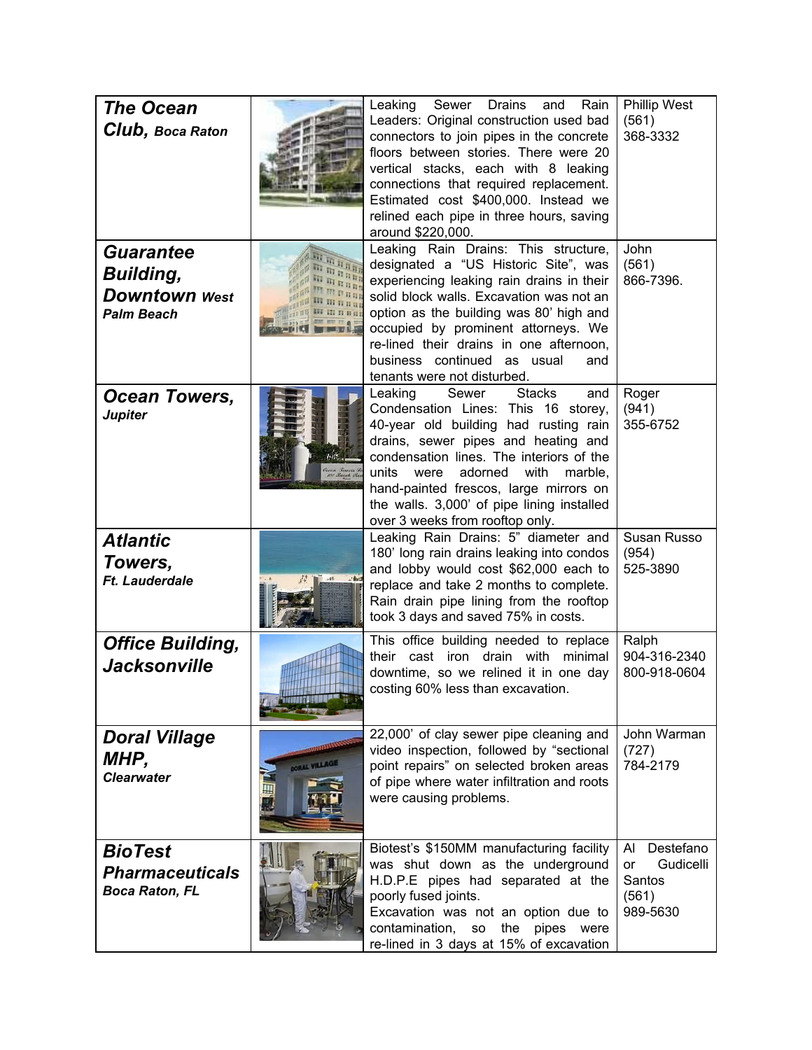| | | | |
|---|---|---|---|
| ***The Ocean Club,*** ***Boca Raton*** | | Leaking Sewer Drains and Rain Leaders: Original construction used bad connectors to join pipes in the concrete floors between stories. There were 20 vertical stacks, each with 8 leaking connections that required replacement. Estimated cost $400,000. Instead we relined each pipe in three hours, saving around $220,000. | Phillip West (561) 368-3332 |
| ***Guarantee Building, Downtown West Palm Beach*** | | Leaking Rain Drains: This structure, designated a "US Historic Site", was experiencing leaking rain drains in their solid block walls. Excavation was not an option as the building was 80' high and occupied by prominent attorneys. We re-lined their drains in one afternoon, business continued as usual and tenants were not disturbed. | John (561) 866-7396. |
| ***Ocean Towers,*** ***Jupiter*** | | Leaking Sewer Stacks and Condensation Lines: This 16 storey, 40-year old building had rusting rain drains, sewer pipes and heating and condensation lines. The interiors of the units were adorned with marble, hand-painted frescos, large mirrors on the walls. 3,000' of pipe lining installed over 3 weeks from rooftop only. | Roger (941) 355-6752 |
| ***Atlantic Towers,*** ***Ft. Lauderdale*** | | Leaking Rain Drains: 5" diameter and 180' long rain drains leaking into condos and lobby would cost $62,000 each to replace and take 2 months to complete. Rain drain pipe lining from the rooftop took 3 days and saved 75% in costs. | Susan Russo (954) 525-3890 |
| ***Office Building, Jacksonville*** | | This office building needed to replace their cast iron drain with minimal downtime, so we relined it in one day costing 60% less than excavation. | Ralph 904-316-2340 800-918-0604 |
| ***Doral Village MHP,*** ***Clearwater*** | | 22,000' of clay sewer pipe cleaning and video inspection, followed by "sectional point repairs" on selected broken areas of pipe where water infiltration and roots were causing problems. | John Warman (727) 784-2179 |
| ***BioTest Pharmaceuticals*** ***Boca Raton, FL*** | | Biotest's $150MM manufacturing facility was shut down as the underground H.D.P.E pipes had separated at the poorly fused joints. Excavation was not an option due to contamination, so the pipes were re-lined in 3 days at 15% of excavation | Al Destefano or Gudicelli Santos (561) 989-5630 |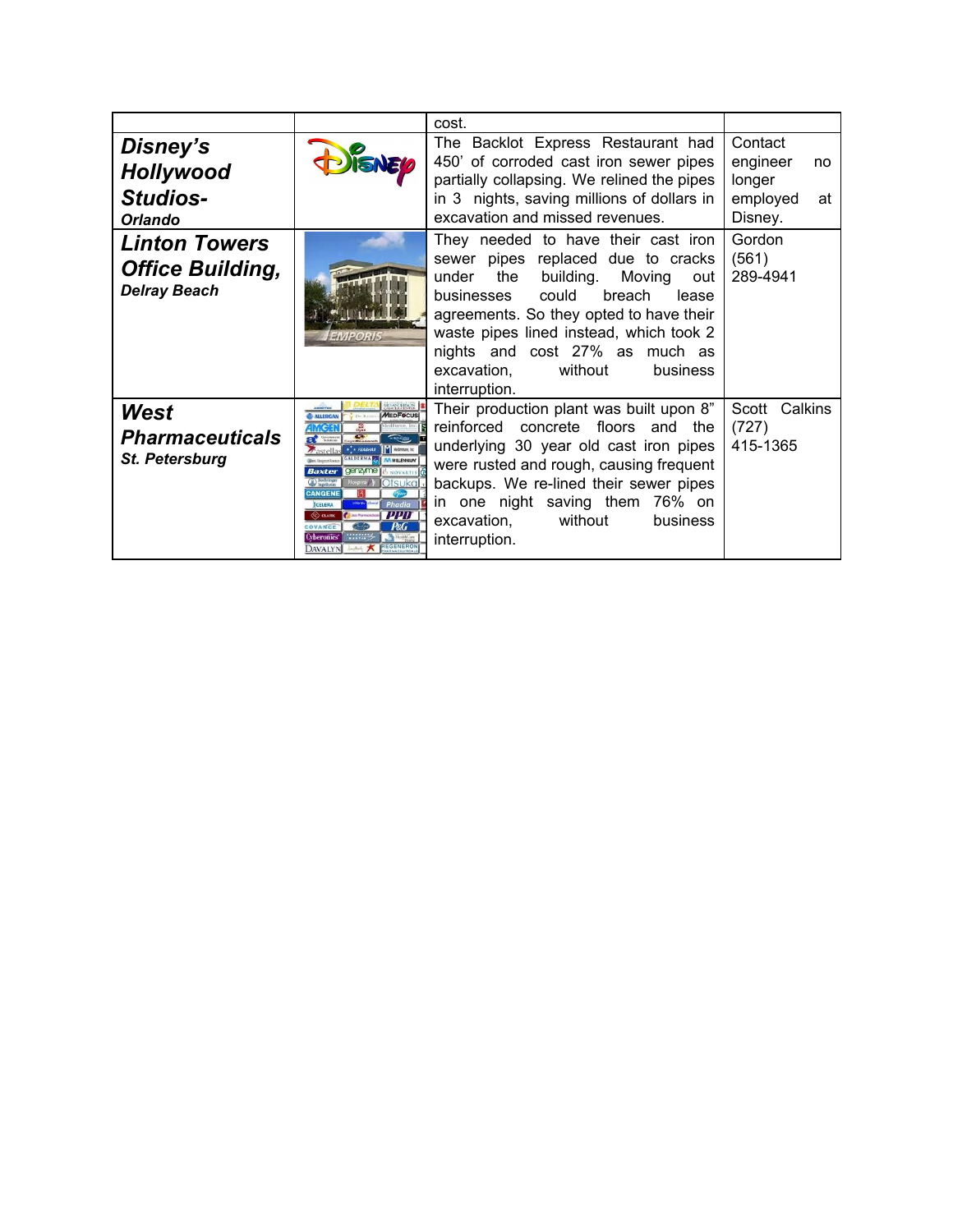| | | | |
|---|---|---|---|
| | | cost. | |
| ***Disney's Hollywood Studios-*** ***Orlando*** | | The Backlot Express Restaurant had 450' of corroded cast iron sewer pipes partially collapsing. We relined the pipes in 3 nights, saving millions of dollars in excavation and missed revenues. | Contact engineer no longer employed at Disney. |
| ***Linton Towers Office Building,*** ***Delray Beach*** | | They needed to have their cast iron sewer pipes replaced due to cracks under the building. Moving out businesses could breach lease agreements. So they opted to have their waste pipes lined instead, which took 2 nights and cost 27% as much as excavation, without business interruption. | Gordon (561) 289-4941 |
| ***West Pharmaceuticals*** ***St. Petersburg*** | | Their production plant was built upon 8" reinforced concrete floors and the underlying 30 year old cast iron pipes were rusted and rough, causing frequent backups. We re-lined their sewer pipes in one night saving them 76% on excavation, without business interruption. | Scott Calkins (727) 415-1365 |